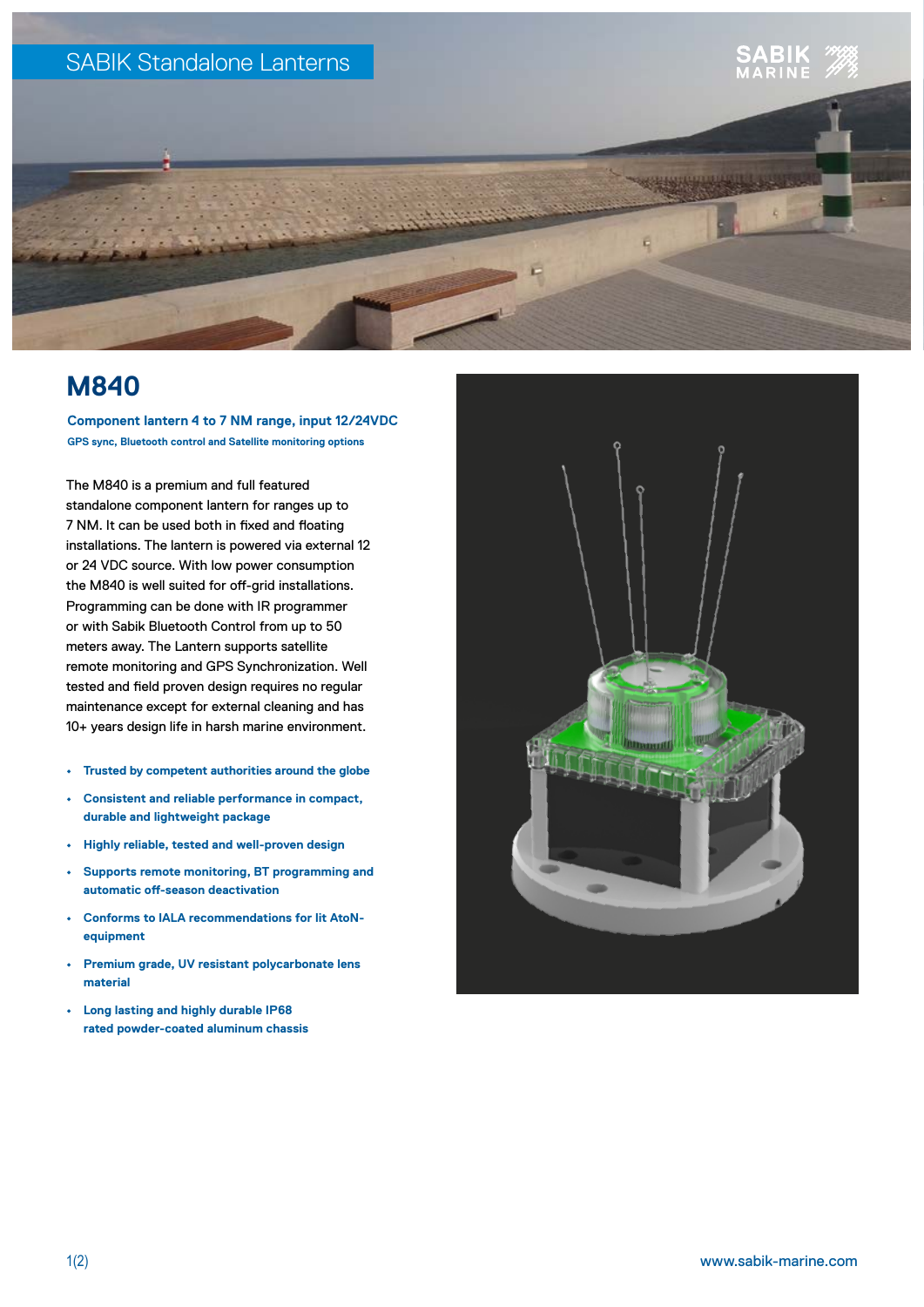SABIK Standalone Lanterns

# M840

**Component lantern 4 to 7 NM range, input 12/24VDC**

**GPS sync, Bluetooth control and Satellite monitoring options**

The M840 is a premium and full featured standalone component lantern for ranges up to 7 NM. It can be used both in fixed and floating installations. The lantern is powered via external 12 or 24 VDC source. With low power consumption the M840 is well suited for off-grid installations. Programming can be done with IR programmer or with Sabik Bluetooth Control from up to 50 meters away. The Lantern supports satellite remote monitoring and GPS Synchronization. Well tested and field proven design requires no regular maintenance except for external cleaning and has 10+ years design life in harsh marine environment.

- **Trusted by competent authorities around the globe**
- **Consistent and reliable performance in compact, durable and lightweight package**
- **Highly reliable, tested and well-proven design**
- **Supports remote monitoring, BT programming and automatic off-season deactivation**
- **Conforms to IALA recommendations for lit AtoN-equipment**
- **Premium grade, UV resistant polycarbonate lens material**
- **Long lasting and highly durable IP68 rated powder-coated aluminum chassis**

www.sabik-marine.com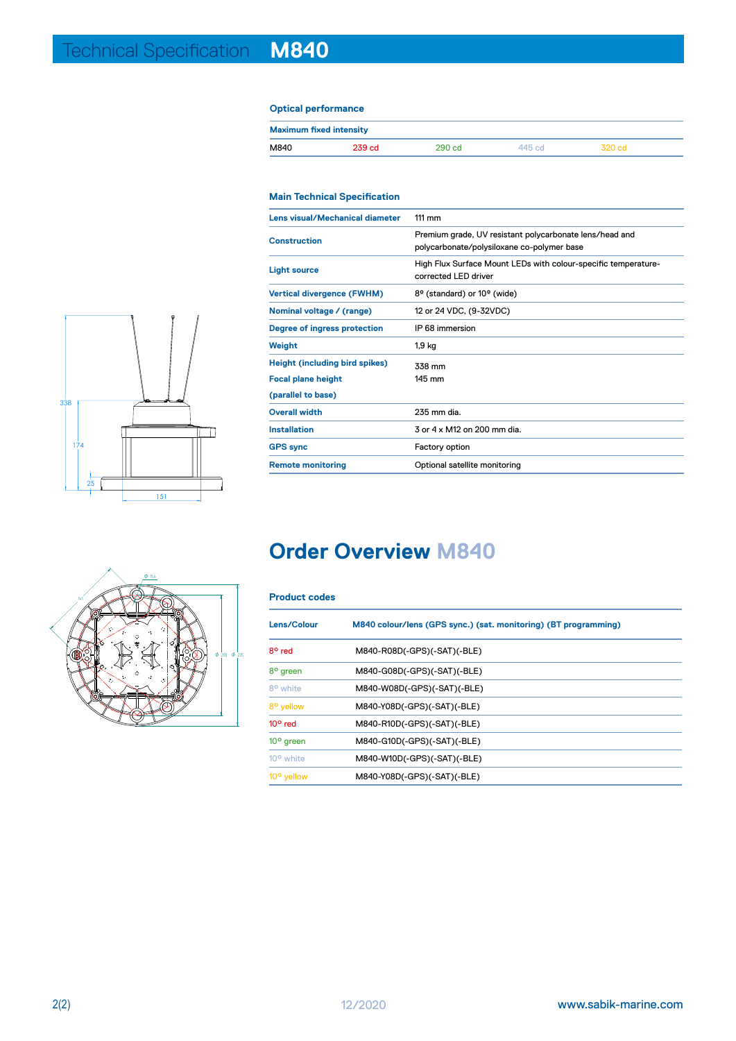# Technical Specification M840

### Optical performance

| Maximum fixed intensity | | | | |
|---|---|---|---|---|
| M840 | 239 cd | 290 cd | 445 cd | 320 cd |

### Main Technical Specification

| | |
|---|---|
| Lens visual/Mechanical diameter | 111 mm |
| Construction | Premium grade, UV resistant polycarbonate lens/head and polycarbonate/polysiloxane co-polymer base |
| Light source | High Flux Surface Mount LEDs with colour-specific temperature-corrected LED driver |
| Vertical divergence (FWHM) | 8º (standard) or 10º (wide) |
| Nominal voltage / (range) | 12 or 24 VDC, (9-32VDC) |
| Degree of ingress protection | IP 68 immersion |
| Weight | 1,9 kg |
| Height (including bird spikes) | 338 mm |
| Focal plane height (parallel to base) | 145 mm |
| Overall width | 235 mm dia. |
| Installation | 3 or 4 x M12 on 200 mm dia. |
| GPS sync | Factory option |
| Remote monitoring | Optional satellite monitoring |

338
174
25
151

## Order Overview M840

### Product codes

| Lens/Colour | M840 colour/lens (GPS sync.) (sat. monitoring) (BT programming) |
|---|---|
| 8º red | M840-R08D(-GPS)(-SAT)(-BLE) |
| 8º green | M840-G08D(-GPS)(-SAT)(-BLE) |
| 8º white | M840-W08D(-GPS)(-SAT)(-BLE) |
| 8º yellow | M840-Y08D(-GPS)(-SAT)(-BLE) |
| 10º red | M840-R10D(-GPS)(-SAT)(-BLE) |
| 10º green | M840-G10D(-GPS)(-SAT)(-BLE) |
| 10º white | M840-W10D(-GPS)(-SAT)(-BLE) |
| 10º yellow | M840-Y08D(-GPS)(-SAT)(-BLE) |

12/2020

www.sabik-marine.com